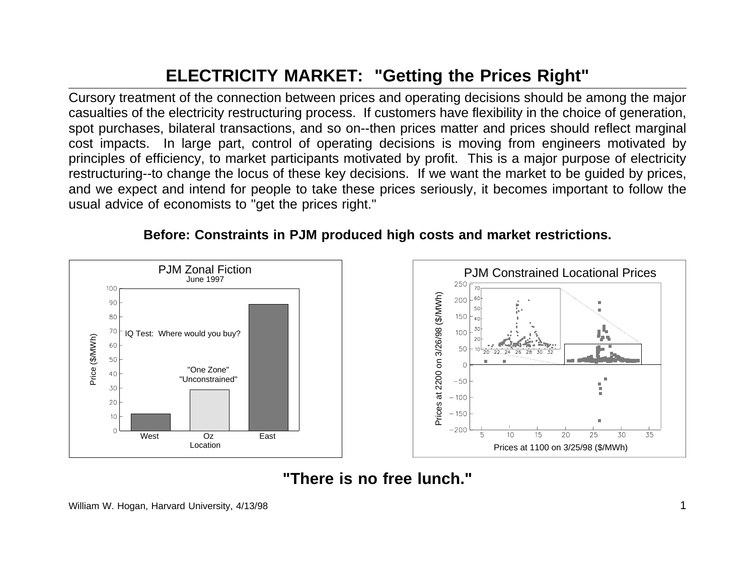# ELECTRICITY MARKET: "Getting the Prices Right"

Cursory treatment of the connection between prices and operating decisions should be among the major casualties of the electricity restructuring process. If customers have flexibility in the choice of generation, spot purchases, bilateral transactions, and so on--then prices matter and prices should reflect marginal cost impacts. In large part, control of operating decisions is moving from engineers motivated by principles of efficiency, to market participants motivated by profit. This is a major purpose of electricity restructuring--to change the locus of these key decisions. If we want the market to be guided by prices, and we expect and intend for people to take these prices seriously, it becomes important to follow the usual advice of economists to "get the prices right."

**Before: Constraints in PJM produced high costs and market restrictions.**

PJM Zonal Fiction
June 1997

IQ Test: Where would you buy?

"One Zone"
"Unconstrained"

| Location | Price ($/MWh) |
|---|---|
| West | ~12 |
| Oz | ~29 |
| East | ~89 |

PJM Constrained Locational Prices

Prices at 2200 on 3/26/98 ($/MWh) vs. Prices at 1100 on 3/25/98 ($/MWh)

**"There is no free lunch."**

William W. Hogan, Harvard University, 4/13/98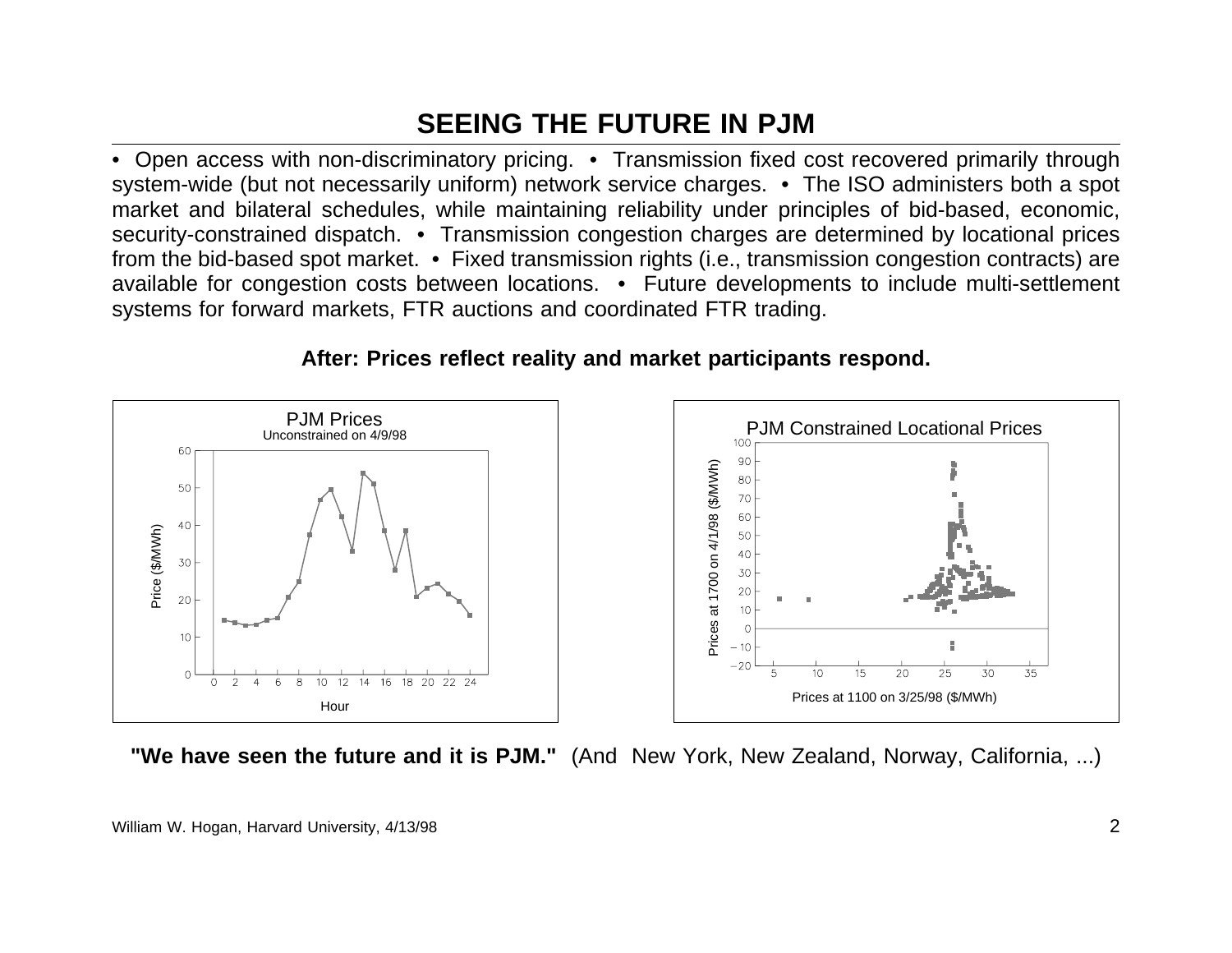# SEEING THE FUTURE IN PJM

• Open access with non-discriminatory pricing. • Transmission fixed cost recovered primarily through system-wide (but not necessarily uniform) network service charges. • The ISO administers both a spot market and bilateral schedules, while maintaining reliability under principles of bid-based, economic, security-constrained dispatch. • Transmission congestion charges are determined by locational prices from the bid-based spot market. • Fixed transmission rights (i.e., transmission congestion contracts) are available for congestion costs between locations. • Future developments to include multi-settlement systems for forward markets, FTR auctions and coordinated FTR trading.

**After: Prices reflect reality and market participants respond.**

PJM Prices
Unconstrained on 4/9/98
Price ($/MWh)
0
10
20
30
40
50
60
Hour
0 2 4 6 8 10 12 14 16 18 20 22 24

PJM Constrained Locational Prices
Prices at 1700 on 4/1/98 ($/MWh)
−20
−10
0
10
20
30
40
50
60
70
80
90
100
Prices at 1100 on 3/25/98 ($/MWh)
5 10 15 20 25 30 35

**"We have seen the future and it is PJM."** (And New York, New Zealand, Norway, California, ...)

William W. Hogan, Harvard University, 4/13/98